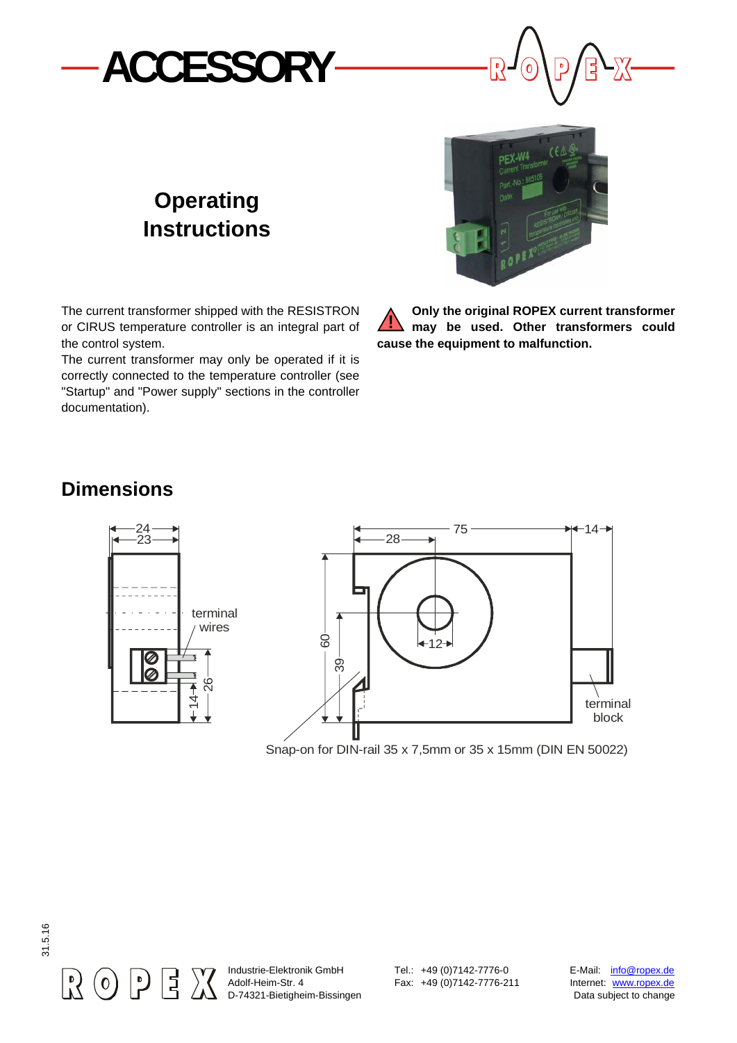# ACCESSORY

## Operating Instructions

The current transformer shipped with the RESISTRON or CIRUS temperature controller is an integral part of the control system.

The current transformer may only be operated if it is correctly connected to the temperature controller (see "Startup" and "Power supply" sections in the controller documentation).

**Only the original ROPEX current transformer may be used. Other transformers could cause the equipment to malfunction.**

## Dimensions

Snap-on for DIN-rail 35 x 7,5mm or 35 x 15mm (DIN EN 50022)

Industrie-Elektronik GmbH
Adolf-Heim-Str. 4
D-74321-Bietigheim-Bissingen

Tel.: +49 (0)7142-7776-0
Fax: +49 (0)7142-7776-211

E-Mail: info@ropex.de
Internet: www.ropex.de
Data subject to change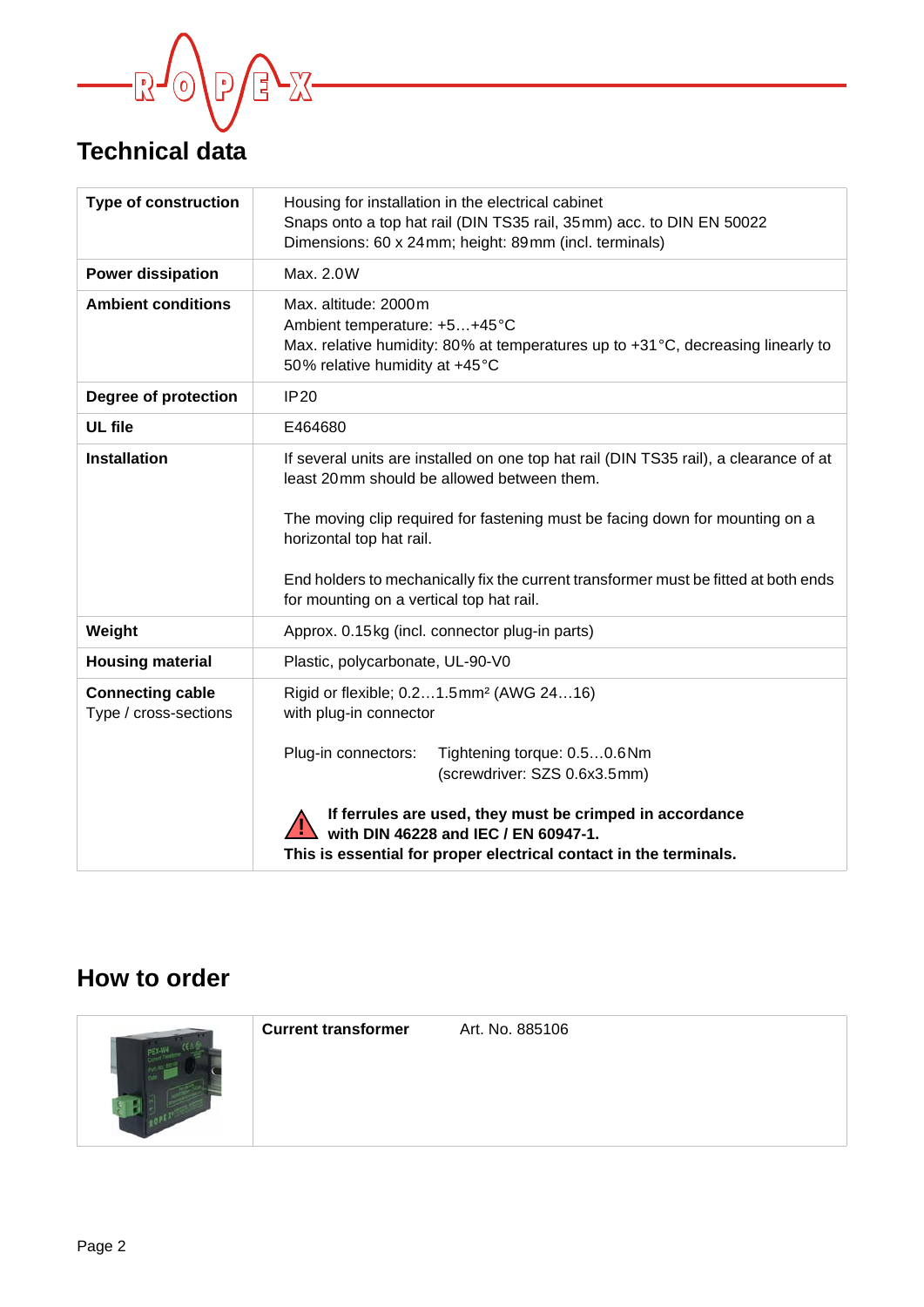# Technical data

| | |
|---|---|
| **Type of construction** | Housing for installation in the electrical cabinet<br>Snaps onto a top hat rail (DIN TS35 rail, 35mm) acc. to DIN EN 50022<br>Dimensions: 60 x 24mm; height: 89mm (incl. terminals) |
| **Power dissipation** | Max. 2.0W |
| **Ambient conditions** | Max. altitude: 2000m<br>Ambient temperature: +5…+45°C<br>Max. relative humidity: 80% at temperatures up to +31°C, decreasing linearly to 50% relative humidity at +45°C |
| **Degree of protection** | IP20 |
| **UL file** | E464680 |
| **Installation** | If several units are installed on one top hat rail (DIN TS35 rail), a clearance of at least 20mm should be allowed between them.<br><br>The moving clip required for fastening must be facing down for mounting on a horizontal top hat rail.<br><br>End holders to mechanically fix the current transformer must be fitted at both ends for mounting on a vertical top hat rail. |
| **Weight** | Approx. 0.15kg (incl. connector plug-in parts) |
| **Housing material** | Plastic, polycarbonate, UL-90-V0 |
| **Connecting cable**<br>Type / cross-sections | Rigid or flexible; 0.2…1.5mm² (AWG 24…16)<br>with plug-in connector<br><br>Plug-in connectors: Tightening torque: 0.5…0.6Nm (screwdriver: SZS 0.6x3.5mm)<br><br>⚠ **If ferrules are used, they must be crimped in accordance with DIN 46228 and IEC / EN 60947-1.**<br>**This is essential for proper electrical contact in the terminals.** |

# How to order

| | | |
|---|---|---|
| | **Current transformer** | Art. No. 885106 |